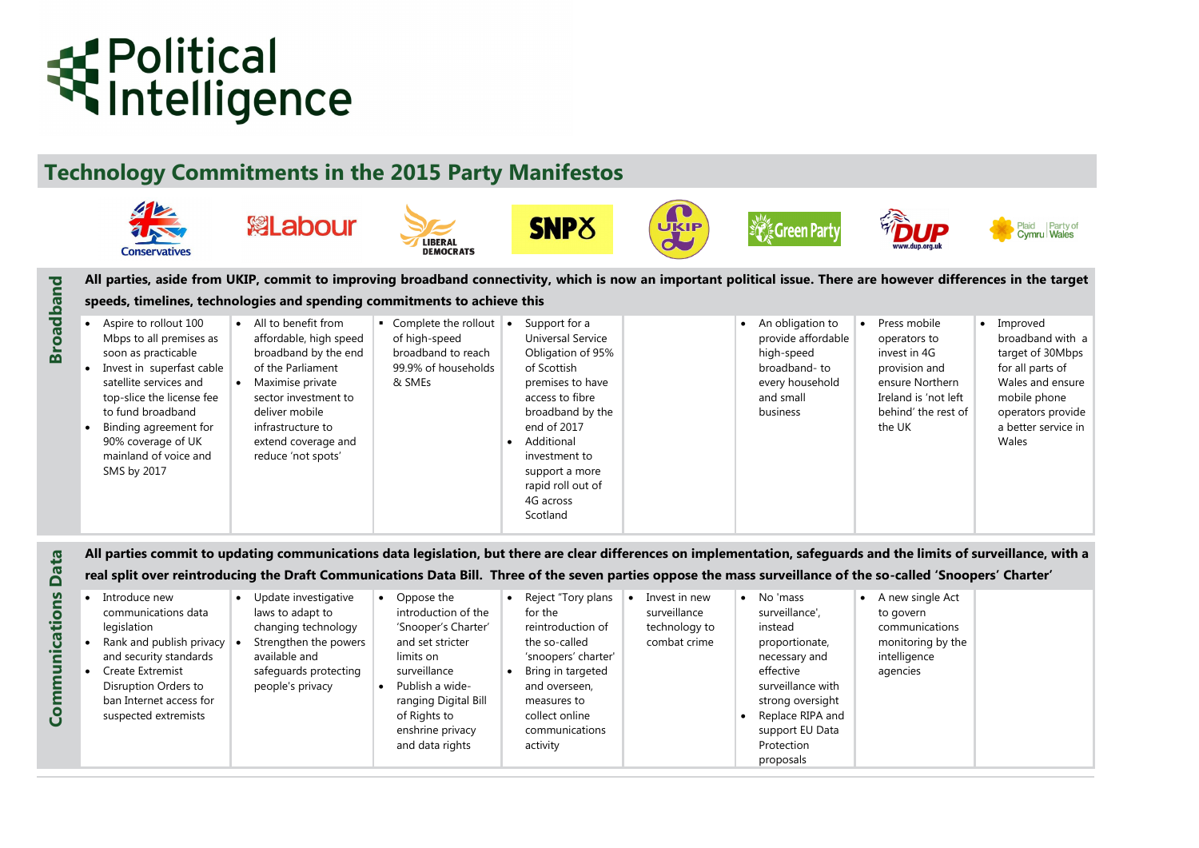# Political Intelligence

## Technology Commitments in the 2015 Party Manifestos

| | Conservatives | Labour | Liberal Democrats | SNP | UKIP | Green Party | DUP | Plaid Cymru Party of Wales |
|---|---|---|---|---|---|---|---|---|
| **Broadband** | **All parties, aside from UKIP, commit to improving broadband connectivity, which is now an important political issue. There are however differences in the target speeds, timelines, technologies and spending commitments to achieve this** | | | | | | | |
| | • Aspire to rollout 100 Mbps to all premises as soon as practicable<br>• Invest in superfast cable satellite services and top-slice the license fee to fund broadband<br>• Binding agreement for 90% coverage of UK mainland of voice and SMS by 2017 | • All to benefit from affordable, high speed broadband by the end of the Parliament<br>• Maximise private sector investment to deliver mobile infrastructure to extend coverage and reduce 'not spots' | ▪ Complete the rollout of high-speed broadband to reach 99.9% of households & SMEs | • Support for a Universal Service Obligation of 95% of Scottish premises to have access to fibre broadband by the end of 2017<br>• Additional investment to support a more rapid roll out of 4G across Scotland | | • An obligation to provide affordable high-speed broadband- to every household and small business | • Press mobile operators to invest in 4G provision and ensure Northern Ireland is 'not left behind' the rest of the UK | • Improved broadband with a target of 30Mbps for all parts of Wales and ensure mobile phone operators provide a better service in Wales |
| **Communications Data** | **All parties commit to updating communications data legislation, but there are clear differences on implementation, safeguards and the limits of surveillance, with a real split over reintroducing the Draft Communications Data Bill. Three of the seven parties oppose the mass surveillance of the so-called 'Snoopers' Charter'** | | | | | | | |
| | • Introduce new communications data legislation<br>• Rank and publish privacy and security standards<br>• Create Extremist Disruption Orders to ban Internet access for suspected extremists | • Update investigative laws to adapt to changing technology<br>• Strengthen the powers available and safeguards protecting people's privacy | • Oppose the introduction of the 'Snooper's Charter' and set stricter limits on surveillance<br>• Publish a wide-ranging Digital Bill of Rights to enshrine privacy and data rights | • Reject "Tory plans for the reintroduction of the so-called 'snoopers' charter'<br>• Bring in targeted and overseen, measures to collect online communications activity | • Invest in new surveillance technology to combat crime | • No 'mass surveillance', instead proportionate, necessary and effective surveillance with strong oversight<br>• Replace RIPA and support EU Data Protection proposals | • A new single Act to govern communications monitoring by the intelligence agencies | |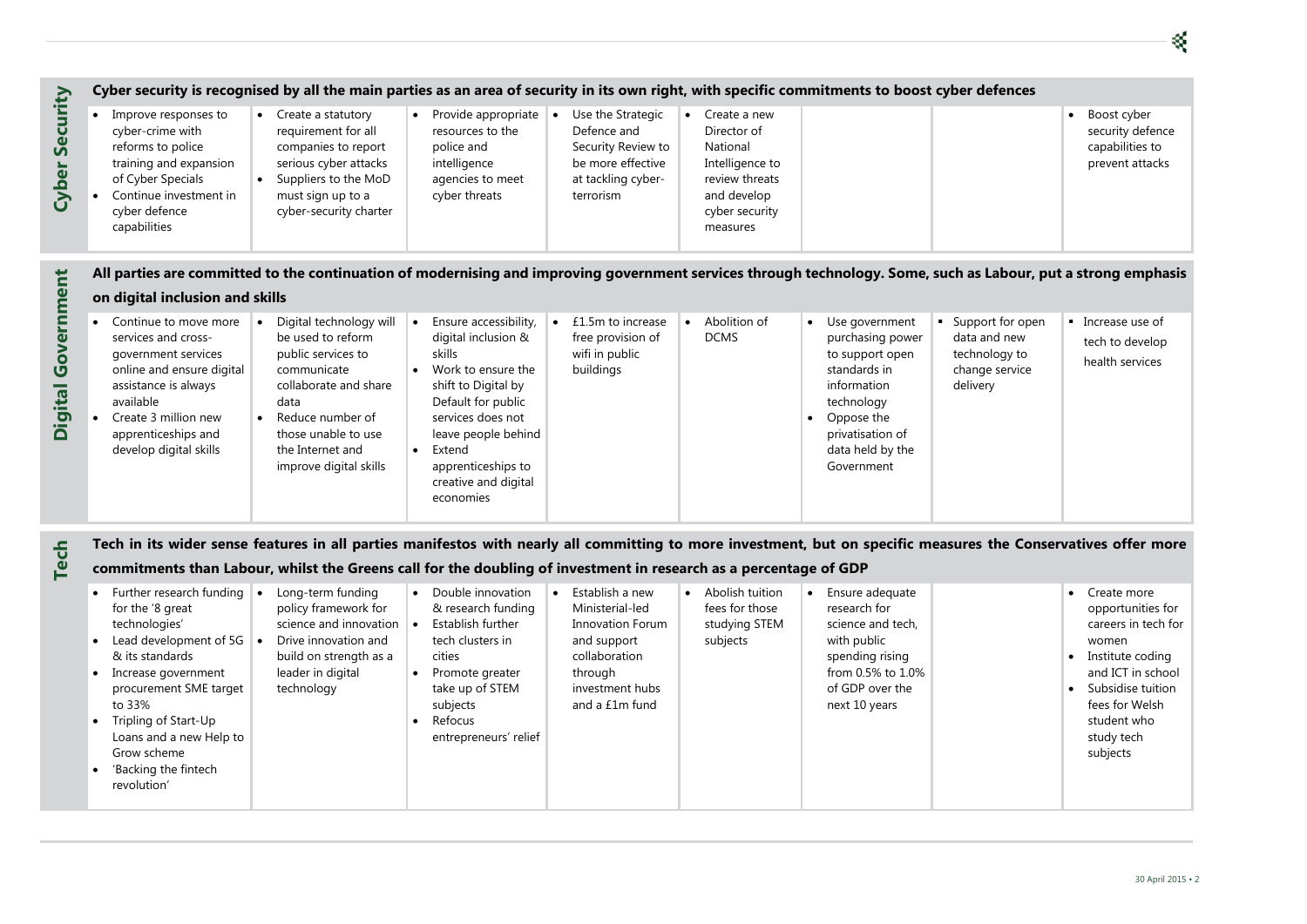| | | | | | | | | |
|---|---|---|---|---|---|---|---|---|
| **Cyber Security** | **Cyber security is recognised by all the main parties as an area of security in its own right, with specific commitments to boost cyber defences** | | | | | | | |
| | • Improve responses to cyber-crime with reforms to police training and expansion of Cyber Specials<br>• Continue investment in cyber defence capabilities | • Create a statutory requirement for all companies to report serious cyber attacks<br>• Suppliers to the MoD must sign up to a cyber-security charter | • Provide appropriate resources to the police and intelligence agencies to meet cyber threats | • Use the Strategic Defence and Security Review to be more effective at tackling cyber-terrorism | • Create a new Director of National Intelligence to review threats and develop cyber security measures | | | • Boost cyber security defence capabilities to prevent attacks |
| **Digital Government** | **All parties are committed to the continuation of modernising and improving government services through technology. Some, such as Labour, put a strong emphasis on digital inclusion and skills** | | | | | | | |
| | • Continue to move more services and cross-government services online and ensure digital assistance is always available<br>• Create 3 million new apprenticeships and develop digital skills | • Digital technology will be used to reform public services to communicate collaborate and share data<br>• Reduce number of those unable to use the Internet and improve digital skills | • Ensure accessibility, digital inclusion & skills<br>• Work to ensure the shift to Digital by Default for public services does not leave people behind<br>• Extend apprenticeships to creative and digital economies | • £1.5m to increase free provision of wifi in public buildings | • Abolition of DCMS | • Use government purchasing power to support open standards in information technology<br>• Oppose the privatisation of data held by the Government | • Support for open data and new technology to change service delivery | • Increase use of tech to develop health services |
| **Tech** | **Tech in its wider sense features in all parties manifestos with nearly all committing to more investment, but on specific measures the Conservatives offer more commitments than Labour, whilst the Greens call for the doubling of investment in research as a percentage of GDP** | | | | | | | |
| | • Further research funding for the '8 great technologies'<br>• Lead development of 5G & its standards<br>• Increase government procurement SME target to 33%<br>• Tripling of Start-Up Loans and a new Help to Grow scheme<br>• 'Backing the fintech revolution' | • Long-term funding policy framework for science and innovation<br>• Drive innovation and build on strength as a leader in digital technology | • Double innovation & research funding<br>• Establish further tech clusters in cities<br>• Promote greater take up of STEM subjects<br>• Refocus entrepreneurs' relief | • Establish a new Ministerial-led Innovation Forum and support collaboration through investment hubs and a £1m fund | • Abolish tuition fees for those studying STEM subjects | • Ensure adequate research for science and tech, with public spending rising from 0.5% to 1.0% of GDP over the next 10 years | | • Create more opportunities for careers in tech for women<br>• Institute coding and ICT in school<br>• Subsidise tuition fees for Welsh student who study tech subjects |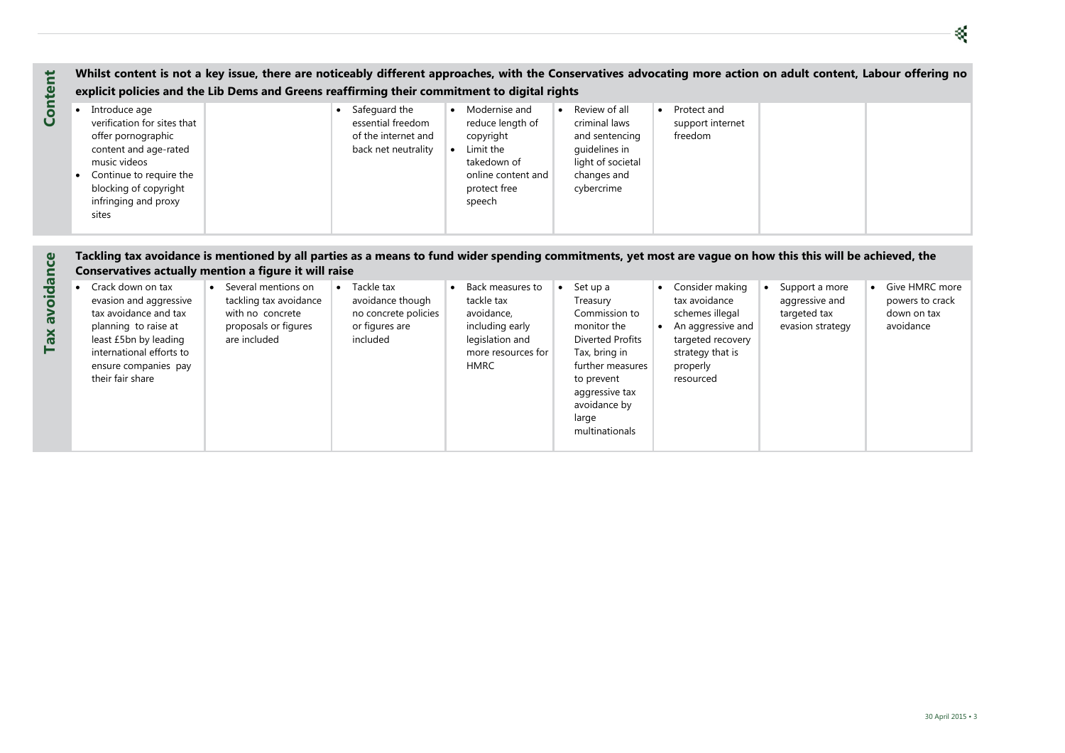## Content

**Whilst content is not a key issue, there are noticeably different approaches, with the Conservatives advocating more action on adult content, Labour offering no explicit policies and the Lib Dems and Greens reaffirming their commitment to digital rights**

| | | | | | | | |
|---|---|---|---|---|---|---|---|
| • Introduce age verification for sites that offer pornographic content and age-rated music videos<br>• Continue to require the blocking of copyright infringing and proxy sites | | • Safeguard the essential freedom of the internet and back net neutrality | • Modernise and reduce length of copyright<br>• Limit the takedown of online content and protect free speech | • Review of all criminal laws and sentencing guidelines in light of societal changes and cybercrime | • Protect and support internet freedom | | |

## Tax avoidance

**Tackling tax avoidance is mentioned by all parties as a means to fund wider spending commitments, yet most are vague on how this this will be achieved, the Conservatives actually mention a figure it will raise**

| | | | | | | | |
|---|---|---|---|---|---|---|---|
| • Crack down on tax evasion and aggressive tax avoidance and tax planning to raise at least £5bn by leading international efforts to ensure companies pay their fair share | • Several mentions on tackling tax avoidance with no concrete proposals or figures are included | • Tackle tax avoidance though no concrete policies or figures are included | • Back measures to tackle tax avoidance, including early legislation and more resources for HMRC | • Set up a Treasury Commission to monitor the Diverted Profits Tax, bring in further measures to prevent aggressive tax avoidance by large multinationals | • Consider making tax avoidance schemes illegal<br>• An aggressive and targeted recovery strategy that is properly resourced | • Support a more aggressive and targeted tax evasion strategy | • Give HMRC more powers to crack down on tax avoidance |